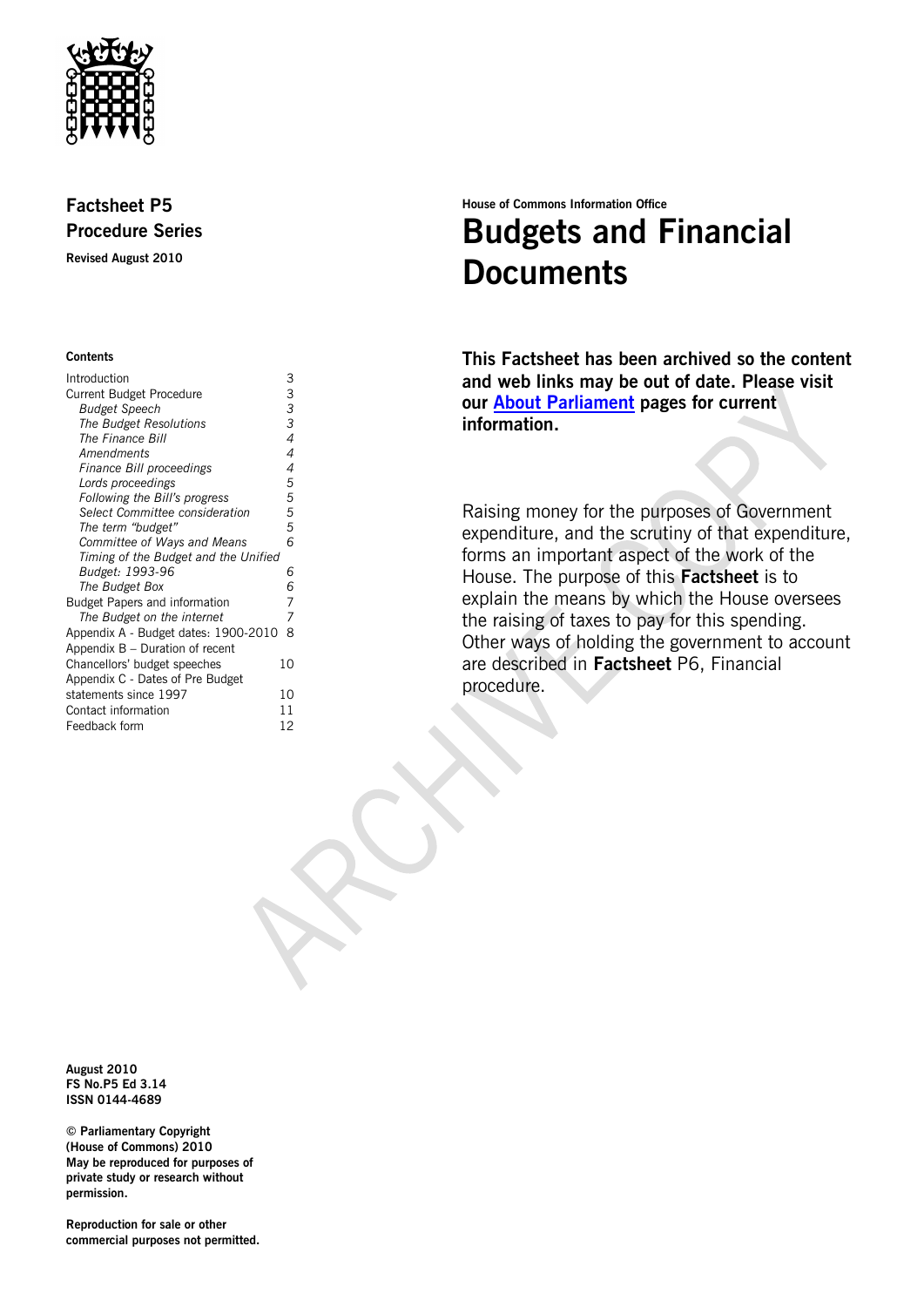**Factsheet P5**
**Procedure Series**

**Revised August 2010**

**Contents**

| | |
|---|---|
| Introduction | 3 |
| Current Budget Procedure | 3 |
| *Budget Speech* | *3* |
| *The Budget Resolutions* | *3* |
| *The Finance Bill* | *4* |
| *Amendments* | *4* |
| *Finance Bill proceedings* | *4* |
| *Lords proceedings* | *5* |
| *Following the Bill's progress* | *5* |
| *Select Committee consideration* | *5* |
| *The term "budget"* | *5* |
| *Committee of Ways and Means* | *6* |
| *Timing of the Budget and the Unified Budget: 1993-96* | *6* |
| *The Budget Box* | *6* |
| Budget Papers and information | 7 |
| *The Budget on the internet* | *7* |
| Appendix A - Budget dates: 1900-2010 | 8 |
| Appendix B – Duration of recent Chancellors' budget speeches | 10 |
| Appendix C - Dates of Pre Budget statements since 1997 | 10 |
| Contact information | 11 |
| Feedback form | 12 |

**House of Commons Information Office**

# Budgets and Financial Documents

**This Factsheet has been archived so the content and web links may be out of date. Please visit our About Parliament pages for current information.**

Raising money for the purposes of Government expenditure, and the scrutiny of that expenditure, forms an important aspect of the work of the House. The purpose of this **Factsheet** is to explain the means by which the House oversees the raising of taxes to pay for this spending. Other ways of holding the government to account are described in **Factsheet** P6, Financial procedure.

**August 2010**
**FS No.P5 Ed 3.14**
**ISSN 0144-4689**

**© Parliamentary Copyright (House of Commons) 2010**
**May be reproduced for purposes of private study or research without permission.**

**Reproduction for sale or other commercial purposes not permitted.**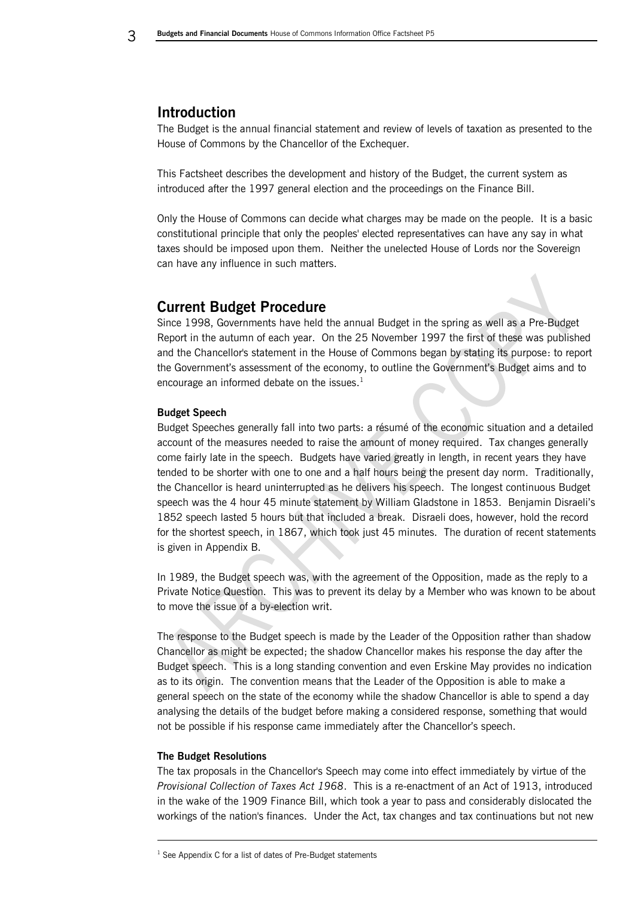## Introduction

The Budget is the annual financial statement and review of levels of taxation as presented to the House of Commons by the Chancellor of the Exchequer.

This Factsheet describes the development and history of the Budget, the current system as introduced after the 1997 general election and the proceedings on the Finance Bill.

Only the House of Commons can decide what charges may be made on the people. It is a basic constitutional principle that only the peoples' elected representatives can have any say in what taxes should be imposed upon them. Neither the unelected House of Lords nor the Sovereign can have any influence in such matters.

## Current Budget Procedure

Since 1998, Governments have held the annual Budget in the spring as well as a Pre-Budget Report in the autumn of each year. On the 25 November 1997 the first of these was published and the Chancellor's statement in the House of Commons began by stating its purpose: to report the Government's assessment of the economy, to outline the Government's Budget aims and to encourage an informed debate on the issues.[1]

### Budget Speech

Budget Speeches generally fall into two parts: a résumé of the economic situation and a detailed account of the measures needed to raise the amount of money required. Tax changes generally come fairly late in the speech. Budgets have varied greatly in length, in recent years they have tended to be shorter with one to one and a half hours being the present day norm. Traditionally, the Chancellor is heard uninterrupted as he delivers his speech. The longest continuous Budget speech was the 4 hour 45 minute statement by William Gladstone in 1853. Benjamin Disraeli's 1852 speech lasted 5 hours but that included a break. Disraeli does, however, hold the record for the shortest speech, in 1867, which took just 45 minutes. The duration of recent statements is given in Appendix B.

In 1989, the Budget speech was, with the agreement of the Opposition, made as the reply to a Private Notice Question. This was to prevent its delay by a Member who was known to be about to move the issue of a by-election writ.

The response to the Budget speech is made by the Leader of the Opposition rather than shadow Chancellor as might be expected; the shadow Chancellor makes his response the day after the Budget speech. This is a long standing convention and even Erskine May provides no indication as to its origin. The convention means that the Leader of the Opposition is able to make a general speech on the state of the economy while the shadow Chancellor is able to spend a day analysing the details of the budget before making a considered response, something that would not be possible if his response came immediately after the Chancellor's speech.

### The Budget Resolutions

The tax proposals in the Chancellor's Speech may come into effect immediately by virtue of the *Provisional Collection of Taxes Act 1968*. This is a re-enactment of an Act of 1913, introduced in the wake of the 1909 Finance Bill, which took a year to pass and considerably dislocated the workings of the nation's finances. Under the Act, tax changes and tax continuations but not new

---

[1] See Appendix C for a list of dates of Pre-Budget statements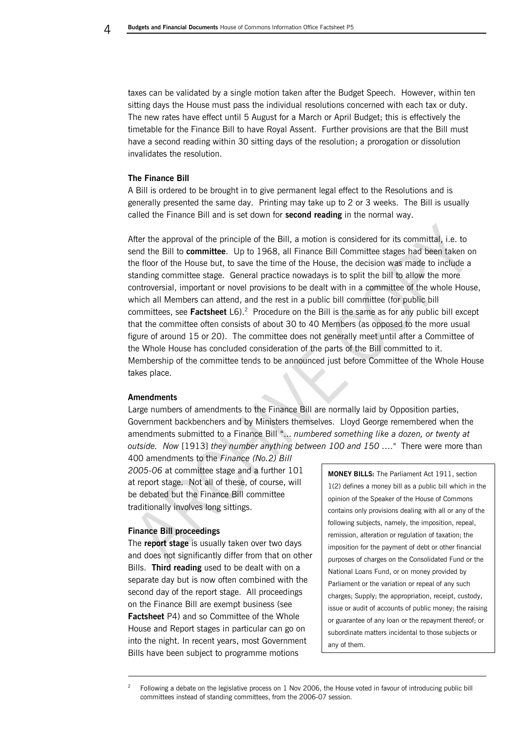taxes can be validated by a single motion taken after the Budget Speech. However, within ten sitting days the House must pass the individual resolutions concerned with each tax or duty. The new rates have effect until 5 August for a March or April Budget; this is effectively the timetable for the Finance Bill to have Royal Assent. Further provisions are that the Bill must have a second reading within 30 sitting days of the resolution; a prorogation or dissolution invalidates the resolution.

**The Finance Bill**

A Bill is ordered to be brought in to give permanent legal effect to the Resolutions and is generally presented the same day. Printing may take up to 2 or 3 weeks. The Bill is usually called the Finance Bill and is set down for **second reading** in the normal way.

After the approval of the principle of the Bill, a motion is considered for its committal, i.e. to send the Bill to **committee**. Up to 1968, all Finance Bill Committee stages had been taken on the floor of the House but, to save the time of the House, the decision was made to include a standing committee stage. General practice nowadays is to split the bill to allow the more controversial, important or novel provisions to be dealt with in a committee of the whole House, which all Members can attend, and the rest in a public bill committee (for public bill committees, see **Factsheet** L6).[2] Procedure on the Bill is the same as for any public bill except that the committee often consists of about 30 to 40 Members (as opposed to the more usual figure of around 15 or 20). The committee does not generally meet until after a Committee of the Whole House has concluded consideration of the parts of the Bill committed to it. Membership of the committee tends to be announced just before Committee of the Whole House takes place.

**Amendments**

Large numbers of amendments to the Finance Bill are normally laid by Opposition parties, Government backbenchers and by Ministers themselves. Lloyd George remembered when the amendments submitted to a Finance Bill "... *numbered something like a dozen, or twenty at outside. Now* [1913] *they number anything between 100 and 150 ....*" There were more than 400 amendments to the *Finance (No.2) Bill 2005-06* at committee stage and a further 101 at report stage. Not all of these, of course, will be debated but the Finance Bill committee traditionally involves long sittings.

> **MONEY BILLS:** The Parliament Act 1911, section 1(2) defines a money bill as a public bill which in the opinion of the Speaker of the House of Commons contains only provisions dealing with all or any of the following subjects, namely, the imposition, repeal, remission, alteration or regulation of taxation; the imposition for the payment of debt or other financial purposes of charges on the Consolidated Fund or the National Loans Fund, or on money provided by Parliament or the variation or repeal of any such charges; Supply; the appropriation, receipt, custody, issue or audit of accounts of public money; the raising or guarantee of any loan or the repayment thereof; or subordinate matters incidental to those subjects or any of them.

**Finance Bill proceedings**

The **report stage** is usually taken over two days and does not significantly differ from that on other Bills. **Third reading** used to be dealt with on a separate day but is now often combined with the second day of the report stage. All proceedings on the Finance Bill are exempt business (see **Factsheet** P4) and so Committee of the Whole House and Report stages in particular can go on into the night. In recent years, most Government Bills have been subject to programme motions

---

[2] Following a debate on the legislative process on 1 Nov 2006, the House voted in favour of introducing public bill committees instead of standing committees, from the 2006-07 session.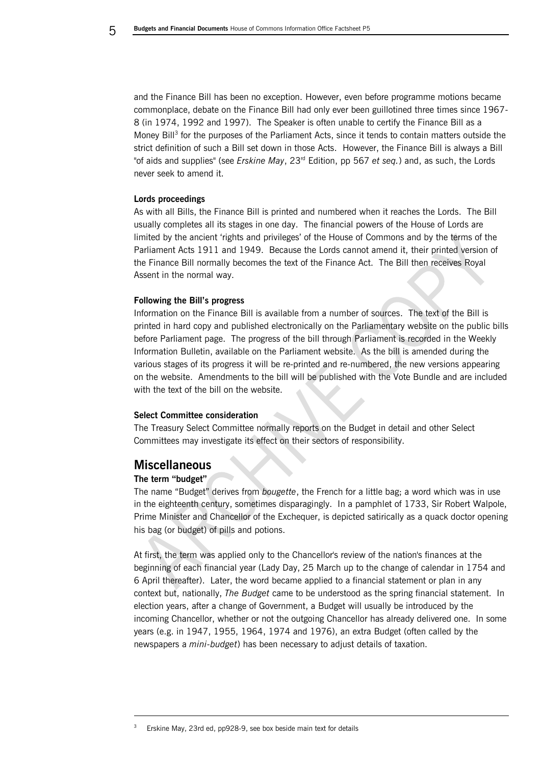and the Finance Bill has been no exception. However, even before programme motions became commonplace, debate on the Finance Bill had only ever been guillotined three times since 1967-8 (in 1974, 1992 and 1997). The Speaker is often unable to certify the Finance Bill as a Money Bill[3] for the purposes of the Parliament Acts, since it tends to contain matters outside the strict definition of such a Bill set down in those Acts. However, the Finance Bill is always a Bill "of aids and supplies" (see *Erskine May*, 23rd Edition, pp 567 *et seq.*) and, as such, the Lords never seek to amend it.

**Lords proceedings**

As with all Bills, the Finance Bill is printed and numbered when it reaches the Lords. The Bill usually completes all its stages in one day. The financial powers of the House of Lords are limited by the ancient 'rights and privileges' of the House of Commons and by the terms of the Parliament Acts 1911 and 1949. Because the Lords cannot amend it, their printed version of the Finance Bill normally becomes the text of the Finance Act. The Bill then receives Royal Assent in the normal way.

**Following the Bill's progress**

Information on the Finance Bill is available from a number of sources. The text of the Bill is printed in hard copy and published electronically on the Parliamentary website on the public bills before Parliament page. The progress of the bill through Parliament is recorded in the Weekly Information Bulletin, available on the Parliament website. As the bill is amended during the various stages of its progress it will be re-printed and re-numbered, the new versions appearing on the website. Amendments to the bill will be published with the Vote Bundle and are included with the text of the bill on the website.

**Select Committee consideration**

The Treasury Select Committee normally reports on the Budget in detail and other Select Committees may investigate its effect on their sectors of responsibility.

## Miscellaneous

**The term "budget"**

The name "Budget" derives from *bougette*, the French for a little bag; a word which was in use in the eighteenth century, sometimes disparagingly. In a pamphlet of 1733, Sir Robert Walpole, Prime Minister and Chancellor of the Exchequer, is depicted satirically as a quack doctor opening his bag (or budget) of pills and potions.

At first, the term was applied only to the Chancellor's review of the nation's finances at the beginning of each financial year (Lady Day, 25 March up to the change of calendar in 1754 and 6 April thereafter). Later, the word became applied to a financial statement or plan in any context but, nationally, *The Budget* came to be understood as the spring financial statement. In election years, after a change of Government, a Budget will usually be introduced by the incoming Chancellor, whether or not the outgoing Chancellor has already delivered one. In some years (e.g. in 1947, 1955, 1964, 1974 and 1976), an extra Budget (often called by the newspapers a *mini-budget*) has been necessary to adjust details of taxation.

[3] Erskine May, 23rd ed, pp928-9, see box beside main text for details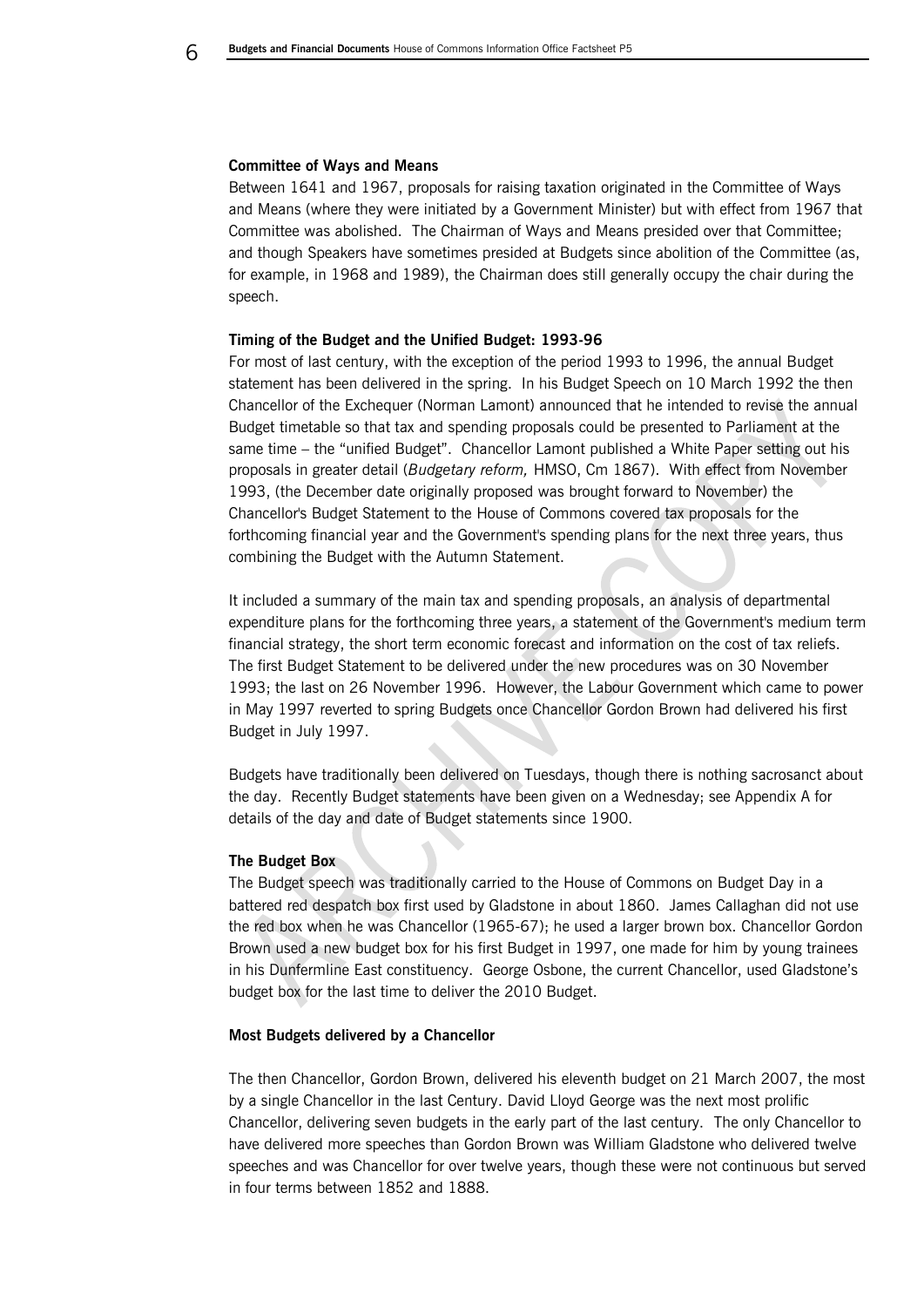#### Committee of Ways and Means

Between 1641 and 1967, proposals for raising taxation originated in the Committee of Ways and Means (where they were initiated by a Government Minister) but with effect from 1967 that Committee was abolished. The Chairman of Ways and Means presided over that Committee; and though Speakers have sometimes presided at Budgets since abolition of the Committee (as, for example, in 1968 and 1989), the Chairman does still generally occupy the chair during the speech.

#### Timing of the Budget and the Unified Budget: 1993-96

For most of last century, with the exception of the period 1993 to 1996, the annual Budget statement has been delivered in the spring. In his Budget Speech on 10 March 1992 the then Chancellor of the Exchequer (Norman Lamont) announced that he intended to revise the annual Budget timetable so that tax and spending proposals could be presented to Parliament at the same time – the "unified Budget". Chancellor Lamont published a White Paper setting out his proposals in greater detail (*Budgetary reform,* HMSO, Cm 1867). With effect from November 1993, (the December date originally proposed was brought forward to November) the Chancellor's Budget Statement to the House of Commons covered tax proposals for the forthcoming financial year and the Government's spending plans for the next three years, thus combining the Budget with the Autumn Statement.

It included a summary of the main tax and spending proposals, an analysis of departmental expenditure plans for the forthcoming three years, a statement of the Government's medium term financial strategy, the short term economic forecast and information on the cost of tax reliefs. The first Budget Statement to be delivered under the new procedures was on 30 November 1993; the last on 26 November 1996. However, the Labour Government which came to power in May 1997 reverted to spring Budgets once Chancellor Gordon Brown had delivered his first Budget in July 1997.

Budgets have traditionally been delivered on Tuesdays, though there is nothing sacrosanct about the day. Recently Budget statements have been given on a Wednesday; see Appendix A for details of the day and date of Budget statements since 1900.

#### The Budget Box

The Budget speech was traditionally carried to the House of Commons on Budget Day in a battered red despatch box first used by Gladstone in about 1860. James Callaghan did not use the red box when he was Chancellor (1965-67); he used a larger brown box. Chancellor Gordon Brown used a new budget box for his first Budget in 1997, one made for him by young trainees in his Dunfermline East constituency. George Osbone, the current Chancellor, used Gladstone's budget box for the last time to deliver the 2010 Budget.

#### Most Budgets delivered by a Chancellor

The then Chancellor, Gordon Brown, delivered his eleventh budget on 21 March 2007, the most by a single Chancellor in the last Century. David Lloyd George was the next most prolific Chancellor, delivering seven budgets in the early part of the last century. The only Chancellor to have delivered more speeches than Gordon Brown was William Gladstone who delivered twelve speeches and was Chancellor for over twelve years, though these were not continuous but served in four terms between 1852 and 1888.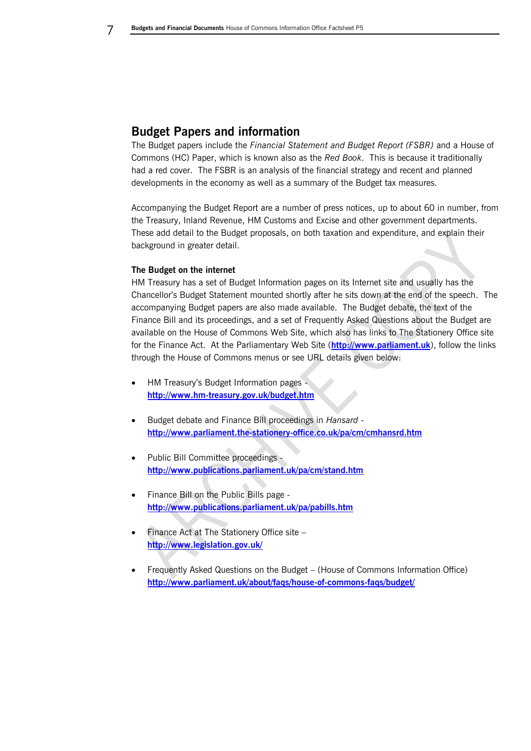## Budget Papers and information

The Budget papers include the *Financial Statement and Budget Report (FSBR)* and a House of Commons (HC) Paper, which is known also as the *Red Book*. This is because it traditionally had a red cover. The FSBR is an analysis of the financial strategy and recent and planned developments in the economy as well as a summary of the Budget tax measures.

Accompanying the Budget Report are a number of press notices, up to about 60 in number, from the Treasury, Inland Revenue, HM Customs and Excise and other government departments. These add detail to the Budget proposals, on both taxation and expenditure, and explain their background in greater detail.

### The Budget on the internet

HM Treasury has a set of Budget Information pages on its Internet site and usually has the Chancellor's Budget Statement mounted shortly after he sits down at the end of the speech. The accompanying Budget papers are also made available. The Budget debate, the text of the Finance Bill and its proceedings, and a set of Frequently Asked Questions about the Budget are available on the House of Commons Web Site, which also has links to The Stationery Office site for the Finance Act. At the Parliamentary Web Site (**http://www.parliament.uk**), follow the links through the House of Commons menus or see URL details given below:

- HM Treasury's Budget Information pages - **http://www.hm-treasury.gov.uk/budget.htm**
- Budget debate and Finance Bill proceedings in *Hansard* - **http://www.parliament.the-stationery-office.co.uk/pa/cm/cmhansrd.htm**
- Public Bill Committee proceedings - **http://www.publications.parliament.uk/pa/cm/stand.htm**
- Finance Bill on the Public Bills page - **http://www.publications.parliament.uk/pa/pabills.htm**
- Finance Act at The Stationery Office site – **http://www.legislation.gov.uk/**
- Frequently Asked Questions on the Budget – (House of Commons Information Office) **http://www.parliament.uk/about/faqs/house-of-commons-faqs/budget/**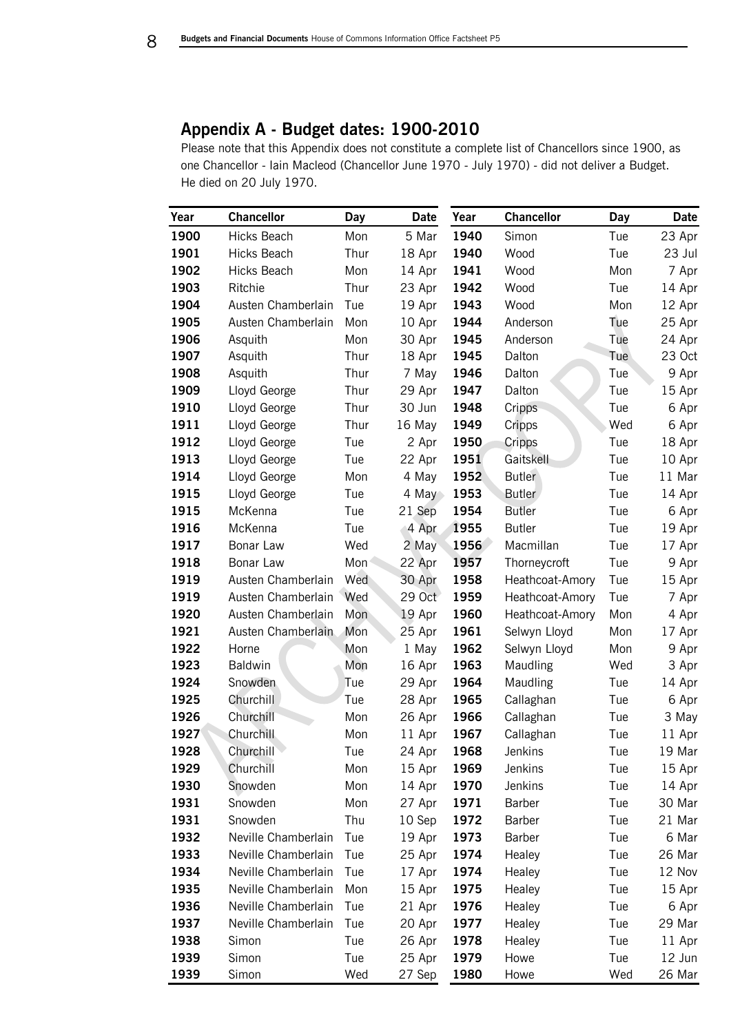## Appendix A - Budget dates: 1900-2010

Please note that this Appendix does not constitute a complete list of Chancellors since 1900, as one Chancellor - Iain Macleod (Chancellor June 1970 - July 1970) - did not deliver a Budget. He died on 20 July 1970.

| Year | Chancellor | Day | Date |
|---|---|---|---|
| 1900 | Hicks Beach | Mon | 5 Mar |
| 1901 | Hicks Beach | Thur | 18 Apr |
| 1902 | Hicks Beach | Mon | 14 Apr |
| 1903 | Ritchie | Thur | 23 Apr |
| 1904 | Austen Chamberlain | Tue | 19 Apr |
| 1905 | Austen Chamberlain | Mon | 10 Apr |
| 1906 | Asquith | Mon | 30 Apr |
| 1907 | Asquith | Thur | 18 Apr |
| 1908 | Asquith | Thur | 7 May |
| 1909 | Lloyd George | Thur | 29 Apr |
| 1910 | Lloyd George | Thur | 30 Jun |
| 1911 | Lloyd George | Thur | 16 May |
| 1912 | Lloyd George | Tue | 2 Apr |
| 1913 | Lloyd George | Tue | 22 Apr |
| 1914 | Lloyd George | Mon | 4 May |
| 1915 | Lloyd George | Tue | 4 May |
| 1915 | McKenna | Tue | 21 Sep |
| 1916 | McKenna | Tue | 4 Apr |
| 1917 | Bonar Law | Wed | 2 May |
| 1918 | Bonar Law | Mon | 22 Apr |
| 1919 | Austen Chamberlain | Wed | 30 Apr |
| 1919 | Austen Chamberlain | Wed | 29 Oct |
| 1920 | Austen Chamberlain | Mon | 19 Apr |
| 1921 | Austen Chamberlain | Mon | 25 Apr |
| 1922 | Horne | Mon | 1 May |
| 1923 | Baldwin | Mon | 16 Apr |
| 1924 | Snowden | Tue | 29 Apr |
| 1925 | Churchill | Tue | 28 Apr |
| 1926 | Churchill | Mon | 26 Apr |
| 1927 | Churchill | Mon | 11 Apr |
| 1928 | Churchill | Tue | 24 Apr |
| 1929 | Churchill | Mon | 15 Apr |
| 1930 | Snowden | Mon | 14 Apr |
| 1931 | Snowden | Mon | 27 Apr |
| 1931 | Snowden | Thu | 10 Sep |
| 1932 | Neville Chamberlain | Tue | 19 Apr |
| 1933 | Neville Chamberlain | Tue | 25 Apr |
| 1934 | Neville Chamberlain | Tue | 17 Apr |
| 1935 | Neville Chamberlain | Mon | 15 Apr |
| 1936 | Neville Chamberlain | Tue | 21 Apr |
| 1937 | Neville Chamberlain | Tue | 20 Apr |
| 1938 | Simon | Tue | 26 Apr |
| 1939 | Simon | Tue | 25 Apr |
| 1939 | Simon | Wed | 27 Sep |
| 1940 | Simon | Tue | 23 Apr |
| 1940 | Wood | Tue | 23 Jul |
| 1941 | Wood | Mon | 7 Apr |
| 1942 | Wood | Tue | 14 Apr |
| 1943 | Wood | Mon | 12 Apr |
| 1944 | Anderson | Tue | 25 Apr |
| 1945 | Anderson | Tue | 24 Apr |
| 1945 | Dalton | Tue | 23 Oct |
| 1946 | Dalton | Tue | 9 Apr |
| 1947 | Dalton | Tue | 15 Apr |
| 1948 | Cripps | Tue | 6 Apr |
| 1949 | Cripps | Wed | 6 Apr |
| 1950 | Cripps | Tue | 18 Apr |
| 1951 | Gaitskell | Tue | 10 Apr |
| 1952 | Butler | Tue | 11 Mar |
| 1953 | Butler | Tue | 14 Apr |
| 1954 | Butler | Tue | 6 Apr |
| 1955 | Butler | Tue | 19 Apr |
| 1956 | Macmillan | Tue | 17 Apr |
| 1957 | Thorneycroft | Tue | 9 Apr |
| 1958 | Heathcoat-Amory | Tue | 15 Apr |
| 1959 | Heathcoat-Amory | Tue | 7 Apr |
| 1960 | Heathcoat-Amory | Mon | 4 Apr |
| 1961 | Selwyn Lloyd | Mon | 17 Apr |
| 1962 | Selwyn Lloyd | Mon | 9 Apr |
| 1963 | Maudling | Wed | 3 Apr |
| 1964 | Maudling | Tue | 14 Apr |
| 1965 | Callaghan | Tue | 6 Apr |
| 1966 | Callaghan | Tue | 3 May |
| 1967 | Callaghan | Tue | 11 Apr |
| 1968 | Jenkins | Tue | 19 Mar |
| 1969 | Jenkins | Tue | 15 Apr |
| 1970 | Jenkins | Tue | 14 Apr |
| 1971 | Barber | Tue | 30 Mar |
| 1972 | Barber | Tue | 21 Mar |
| 1973 | Barber | Tue | 6 Mar |
| 1974 | Healey | Tue | 26 Mar |
| 1974 | Healey | Tue | 12 Nov |
| 1975 | Healey | Tue | 15 Apr |
| 1976 | Healey | Tue | 6 Apr |
| 1977 | Healey | Tue | 29 Mar |
| 1978 | Healey | Tue | 11 Apr |
| 1979 | Howe | Tue | 12 Jun |
| 1980 | Howe | Wed | 26 Mar |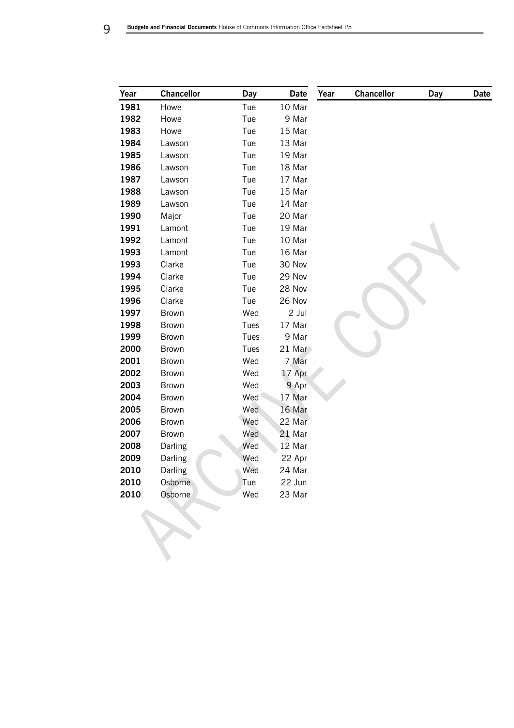| Year | Chancellor | Day | Date | Year | Chancellor | Day | Date |
|---|---|---|---|---|---|---|---|
| **1981** | Howe | Tue | 10 Mar | | | | |
| **1982** | Howe | Tue | 9 Mar | | | | |
| **1983** | Howe | Tue | 15 Mar | | | | |
| **1984** | Lawson | Tue | 13 Mar | | | | |
| **1985** | Lawson | Tue | 19 Mar | | | | |
| **1986** | Lawson | Tue | 18 Mar | | | | |
| **1987** | Lawson | Tue | 17 Mar | | | | |
| **1988** | Lawson | Tue | 15 Mar | | | | |
| **1989** | Lawson | Tue | 14 Mar | | | | |
| **1990** | Major | Tue | 20 Mar | | | | |
| **1991** | Lamont | Tue | 19 Mar | | | | |
| **1992** | Lamont | Tue | 10 Mar | | | | |
| **1993** | Lamont | Tue | 16 Mar | | | | |
| **1993** | Clarke | Tue | 30 Nov | | | | |
| **1994** | Clarke | Tue | 29 Nov | | | | |
| **1995** | Clarke | Tue | 28 Nov | | | | |
| **1996** | Clarke | Tue | 26 Nov | | | | |
| **1997** | Brown | Wed | 2 Jul | | | | |
| **1998** | Brown | Tues | 17 Mar | | | | |
| **1999** | Brown | Tues | 9 Mar | | | | |
| **2000** | Brown | Tues | 21 Mar | | | | |
| **2001** | Brown | Wed | 7 Mar | | | | |
| **2002** | Brown | Wed | 17 Apr | | | | |
| **2003** | Brown | Wed | 9 Apr | | | | |
| **2004** | Brown | Wed | 17 Mar | | | | |
| **2005** | Brown | Wed | 16 Mar | | | | |
| **2006** | Brown | Wed | 22 Mar | | | | |
| **2007** | Brown | Wed | 21 Mar | | | | |
| **2008** | Darling | Wed | 12 Mar | | | | |
| **2009** | Darling | Wed | 22 Apr | | | | |
| **2010** | Darling | Wed | 24 Mar | | | | |
| **2010** | Osborne | Tue | 22 Jun | | | | |
| **2010** | Osborne | Wed | 23 Mar | | | | |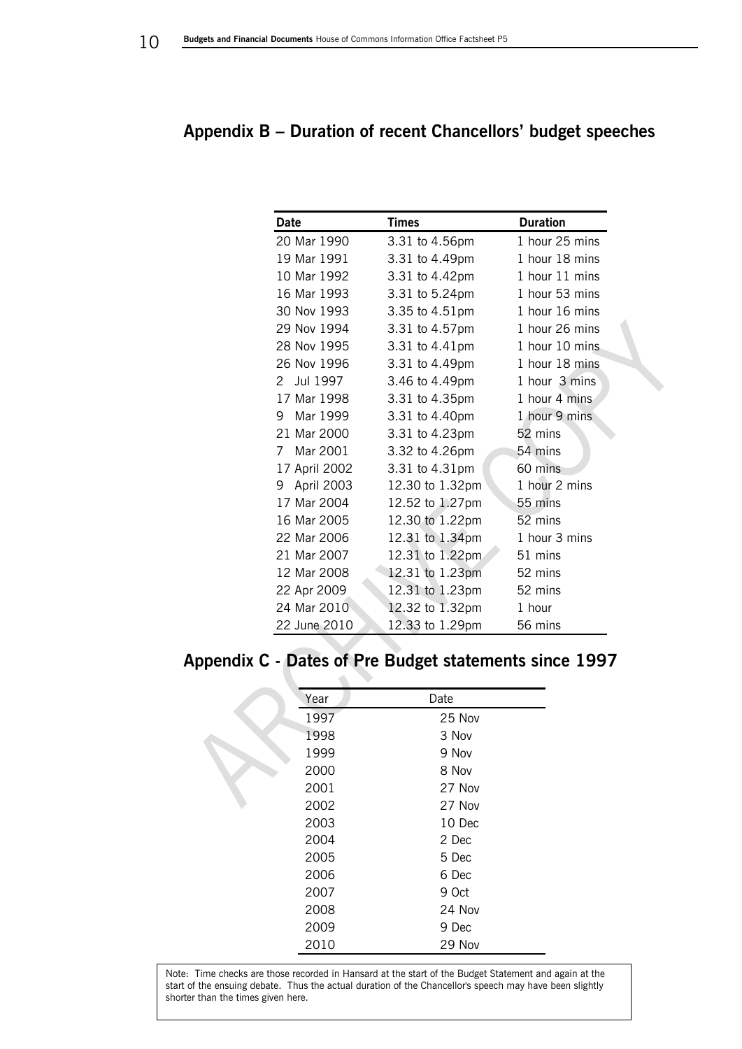## Appendix B – Duration of recent Chancellors' budget speeches

| Date | Times | Duration |
|---|---|---|
| 20 Mar 1990 | 3.31 to 4.56pm | 1 hour 25 mins |
| 19 Mar 1991 | 3.31 to 4.49pm | 1 hour 18 mins |
| 10 Mar 1992 | 3.31 to 4.42pm | 1 hour 11 mins |
| 16 Mar 1993 | 3.31 to 5.24pm | 1 hour 53 mins |
| 30 Nov 1993 | 3.35 to 4.51pm | 1 hour 16 mins |
| 29 Nov 1994 | 3.31 to 4.57pm | 1 hour 26 mins |
| 28 Nov 1995 | 3.31 to 4.41pm | 1 hour 10 mins |
| 26 Nov 1996 | 3.31 to 4.49pm | 1 hour 18 mins |
| 2 Jul 1997 | 3.46 to 4.49pm | 1 hour 3 mins |
| 17 Mar 1998 | 3.31 to 4.35pm | 1 hour 4 mins |
| 9 Mar 1999 | 3.31 to 4.40pm | 1 hour 9 mins |
| 21 Mar 2000 | 3.31 to 4.23pm | 52 mins |
| 7 Mar 2001 | 3.32 to 4.26pm | 54 mins |
| 17 April 2002 | 3.31 to 4.31pm | 60 mins |
| 9 April 2003 | 12.30 to 1.32pm | 1 hour 2 mins |
| 17 Mar 2004 | 12.52 to 1.27pm | 55 mins |
| 16 Mar 2005 | 12.30 to 1.22pm | 52 mins |
| 22 Mar 2006 | 12.31 to 1.34pm | 1 hour 3 mins |
| 21 Mar 2007 | 12.31 to 1.22pm | 51 mins |
| 12 Mar 2008 | 12.31 to 1.23pm | 52 mins |
| 22 Apr 2009 | 12.31 to 1.23pm | 52 mins |
| 24 Mar 2010 | 12.32 to 1.32pm | 1 hour |
| 22 June 2010 | 12.33 to 1.29pm | 56 mins |

## Appendix C - Dates of Pre Budget statements since 1997

| Year | Date |
|---|---|
| 1997 | 25 Nov |
| 1998 | 3 Nov |
| 1999 | 9 Nov |
| 2000 | 8 Nov |
| 2001 | 27 Nov |
| 2002 | 27 Nov |
| 2003 | 10 Dec |
| 2004 | 2 Dec |
| 2005 | 5 Dec |
| 2006 | 6 Dec |
| 2007 | 9 Oct |
| 2008 | 24 Nov |
| 2009 | 9 Dec |
| 2010 | 29 Nov |

Note: Time checks are those recorded in Hansard at the start of the Budget Statement and again at the start of the ensuing debate. Thus the actual duration of the Chancellor's speech may have been slightly shorter than the times given here.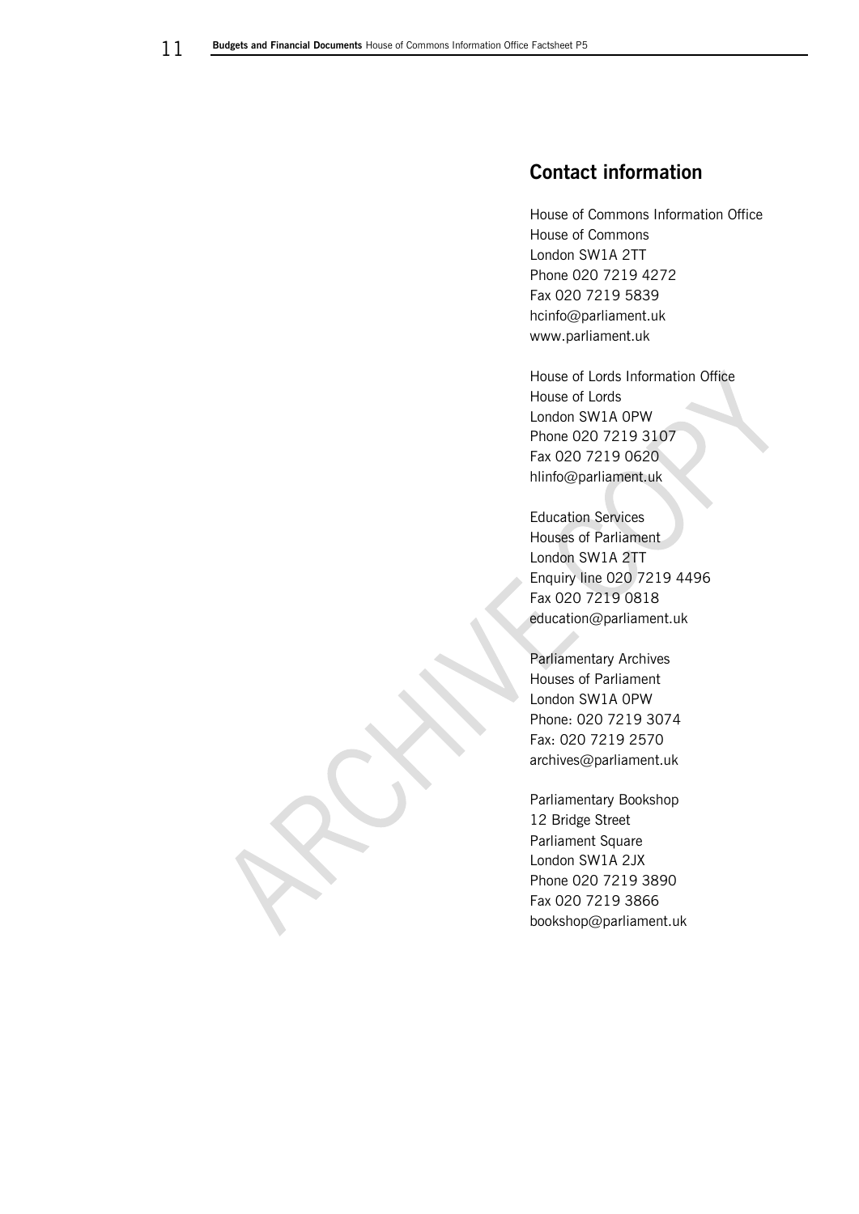## Contact information

House of Commons Information Office
House of Commons
London SW1A 2TT
Phone 020 7219 4272
Fax 020 7219 5839
hcinfo@parliament.uk
www.parliament.uk

House of Lords Information Office
House of Lords
London SW1A 0PW
Phone 020 7219 3107
Fax 020 7219 0620
hlinfo@parliament.uk

Education Services
Houses of Parliament
London SW1A 2TT
Enquiry line 020 7219 4496
Fax 020 7219 0818
education@parliament.uk

Parliamentary Archives
Houses of Parliament
London SW1A 0PW
Phone: 020 7219 3074
Fax: 020 7219 2570
archives@parliament.uk

Parliamentary Bookshop
12 Bridge Street
Parliament Square
London SW1A 2JX
Phone 020 7219 3890
Fax 020 7219 3866
bookshop@parliament.uk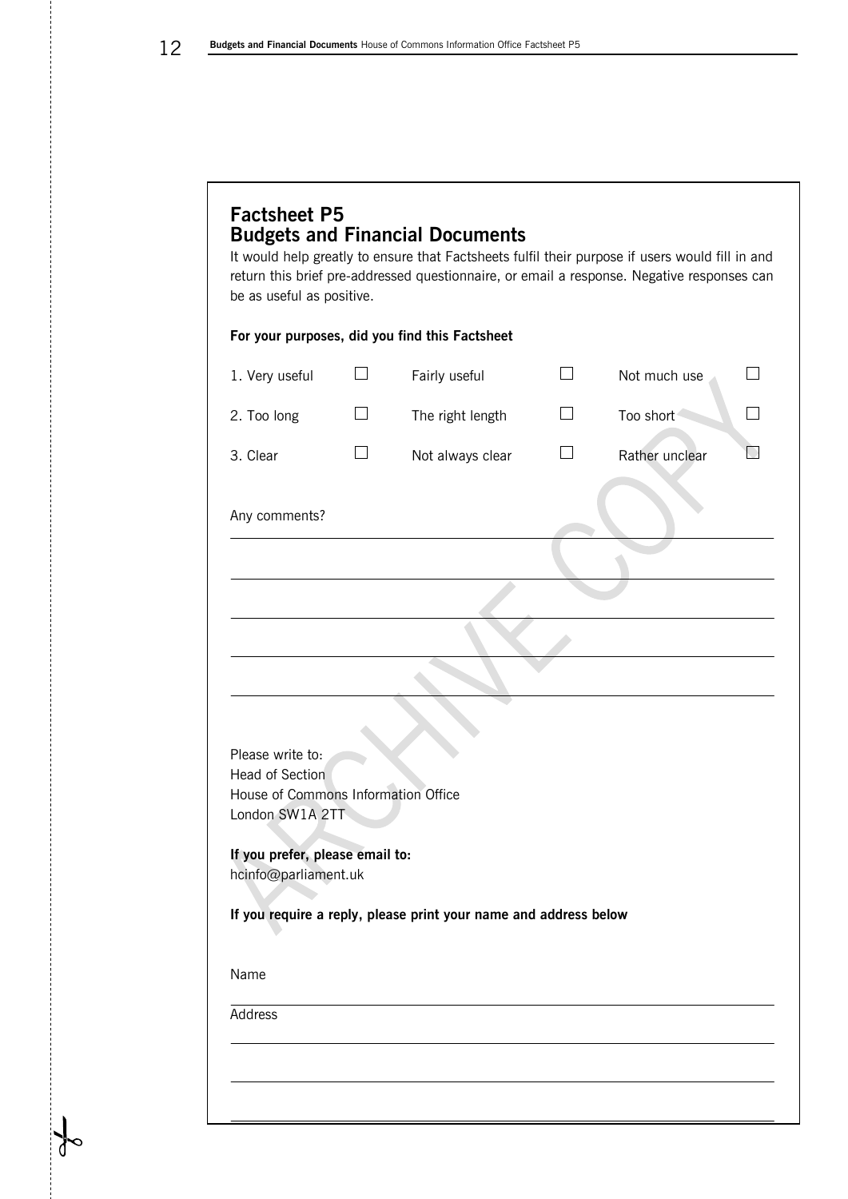## Factsheet P5
## Budgets and Financial Documents

It would help greatly to ensure that Factsheets fulfil their purpose if users would fill in and return this brief pre-addressed questionnaire, or email a response. Negative responses can be as useful as positive.

**For your purposes, did you find this Factsheet**

| | | | | | |
|---|---|---|---|---|---|
| 1. Very useful | ☐ | Fairly useful | ☐ | Not much use | ☐ |
| 2. Too long | ☐ | The right length | ☐ | Too short | ☐ |
| 3. Clear | ☐ | Not always clear | ☐ | Rather unclear | ☐ |

Any comments?

Please write to:
Head of Section
House of Commons Information Office
London SW1A 2TT

**If you prefer, please email to:**
hcinfo@parliament.uk

**If you require a reply, please print your name and address below**

Name

Address